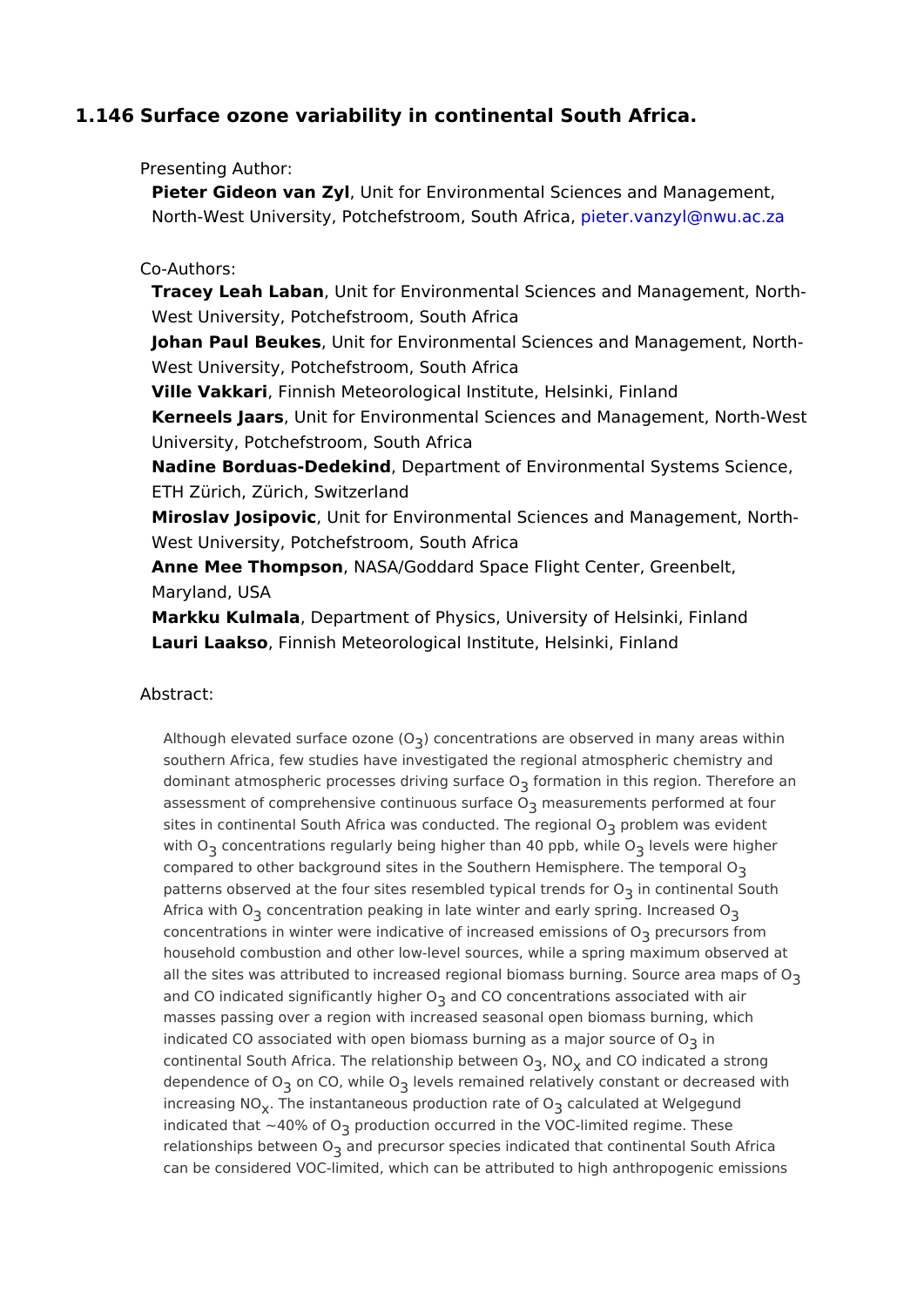# 1.146 Surface ozone variability in continental South Africa.

Presenting Author:

**Pieter Gideon van Zyl**, Unit for Environmental Sciences and Management, North-West University, Potchefstroom, South Africa, pieter.vanzyl@nwu.ac.za

Co-Authors:

**Tracey Leah Laban**, Unit for Environmental Sciences and Management, North-West University, Potchefstroom, South Africa
**Johan Paul Beukes**, Unit for Environmental Sciences and Management, North-West University, Potchefstroom, South Africa
**Ville Vakkari**, Finnish Meteorological Institute, Helsinki, Finland
**Kerneels Jaars**, Unit for Environmental Sciences and Management, North-West University, Potchefstroom, South Africa
**Nadine Borduas-Dedekind**, Department of Environmental Systems Science, ETH Zürich, Zürich, Switzerland
**Miroslav Josipovic**, Unit for Environmental Sciences and Management, North-West University, Potchefstroom, South Africa
**Anne Mee Thompson**, NASA/Goddard Space Flight Center, Greenbelt, Maryland, USA
**Markku Kulmala**, Department of Physics, University of Helsinki, Finland
**Lauri Laakso**, Finnish Meteorological Institute, Helsinki, Finland

Abstract:

Although elevated surface ozone ($O_3$) concentrations are observed in many areas within southern Africa, few studies have investigated the regional atmospheric chemistry and dominant atmospheric processes driving surface $O_3$ formation in this region. Therefore an assessment of comprehensive continuous surface $O_3$ measurements performed at four sites in continental South Africa was conducted. The regional $O_3$ problem was evident with $O_3$ concentrations regularly being higher than 40 ppb, while $O_3$ levels were higher compared to other background sites in the Southern Hemisphere. The temporal $O_3$ patterns observed at the four sites resembled typical trends for $O_3$ in continental South Africa with $O_3$ concentration peaking in late winter and early spring. Increased $O_3$ concentrations in winter were indicative of increased emissions of $O_3$ precursors from household combustion and other low-level sources, while a spring maximum observed at all the sites was attributed to increased regional biomass burning. Source area maps of $O_3$ and CO indicated significantly higher $O_3$ and CO concentrations associated with air masses passing over a region with increased seasonal open biomass burning, which indicated CO associated with open biomass burning as a major source of $O_3$ in continental South Africa. The relationship between $O_3$, $NO_x$ and CO indicated a strong dependence of $O_3$ on CO, while $O_3$ levels remained relatively constant or decreased with increasing $NO_x$. The instantaneous production rate of $O_3$ calculated at Welgegund indicated that ~40% of $O_3$ production occurred in the VOC-limited regime. These relationships between $O_3$ and precursor species indicated that continental South Africa can be considered VOC-limited, which can be attributed to high anthropogenic emissions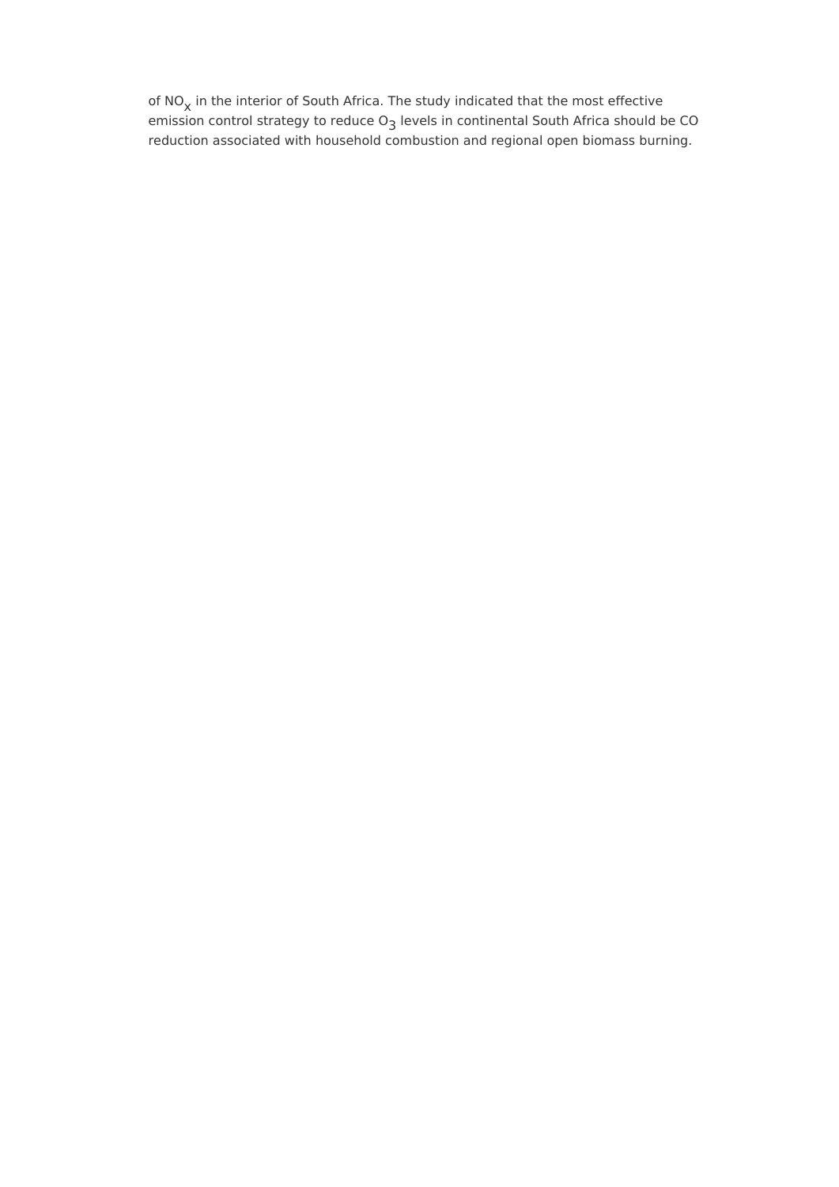of $NO_x$ in the interior of South Africa. The study indicated that the most effective emission control strategy to reduce $O_3$ levels in continental South Africa should be CO reduction associated with household combustion and regional open biomass burning.